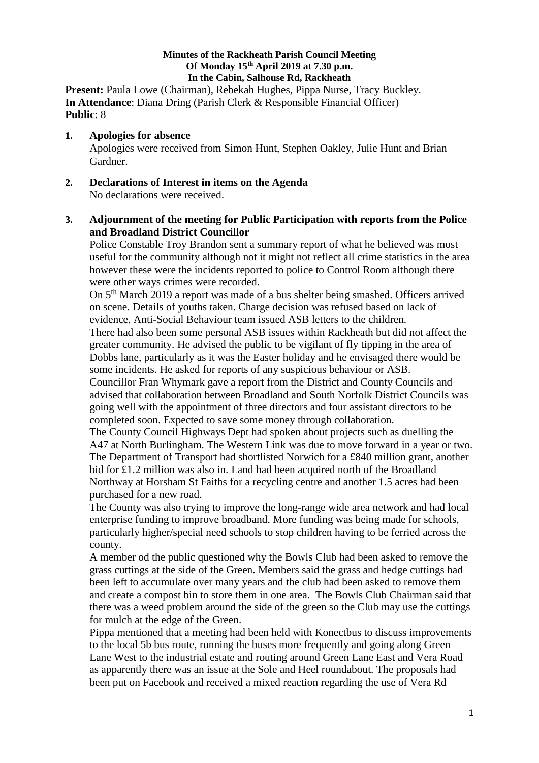**Minutes of the Rackheath Parish Council Meeting**
**Of Monday 15th April 2019 at 7.30 p.m.**
**In the Cabin, Salhouse Rd, Rackheath**

**Present:** Paula Lowe (Chairman), Rebekah Hughes, Pippa Nurse, Tracy Buckley.
**In Attendance**: Diana Dring (Parish Clerk & Responsible Financial Officer)
**Public**: 8

1. **Apologies for absence**

   Apologies were received from Simon Hunt, Stephen Oakley, Julie Hunt and Brian Gardner.

2. **Declarations of Interest in items on the Agenda**

   No declarations were received.

3. **Adjournment of the meeting for Public Participation with reports from the Police and Broadland District Councillor**

   Police Constable Troy Brandon sent a summary report of what he believed was most useful for the community although not it might not reflect all crime statistics in the area however these were the incidents reported to police to Control Room although there were other ways crimes were recorded.

   On 5th March 2019 a report was made of a bus shelter being smashed. Officers arrived on scene. Details of youths taken. Charge decision was refused based on lack of evidence. Anti-Social Behaviour team issued ASB letters to the children.

   There had also been some personal ASB issues within Rackheath but did not affect the greater community. He advised the public to be vigilant of fly tipping in the area of Dobbs lane, particularly as it was the Easter holiday and he envisaged there would be some incidents. He asked for reports of any suspicious behaviour or ASB.

   Councillor Fran Whymark gave a report from the District and County Councils and advised that collaboration between Broadland and South Norfolk District Councils was going well with the appointment of three directors and four assistant directors to be completed soon. Expected to save some money through collaboration.

   The County Council Highways Dept had spoken about projects such as duelling the A47 at North Burlingham. The Western Link was due to move forward in a year or two. The Department of Transport had shortlisted Norwich for a £840 million grant, another bid for £1.2 million was also in. Land had been acquired north of the Broadland Northway at Horsham St Faiths for a recycling centre and another 1.5 acres had been purchased for a new road.

   The County was also trying to improve the long-range wide area network and had local enterprise funding to improve broadband. More funding was being made for schools, particularly higher/special need schools to stop children having to be ferried across the county.

   A member od the public questioned why the Bowls Club had been asked to remove the grass cuttings at the side of the Green. Members said the grass and hedge cuttings had been left to accumulate over many years and the club had been asked to remove them and create a compost bin to store them in one area. The Bowls Club Chairman said that there was a weed problem around the side of the green so the Club may use the cuttings for mulch at the edge of the Green.

   Pippa mentioned that a meeting had been held with Konectbus to discuss improvements to the local 5b bus route, running the buses more frequently and going along Green Lane West to the industrial estate and routing around Green Lane East and Vera Road as apparently there was an issue at the Sole and Heel roundabout. The proposals had been put on Facebook and received a mixed reaction regarding the use of Vera Rd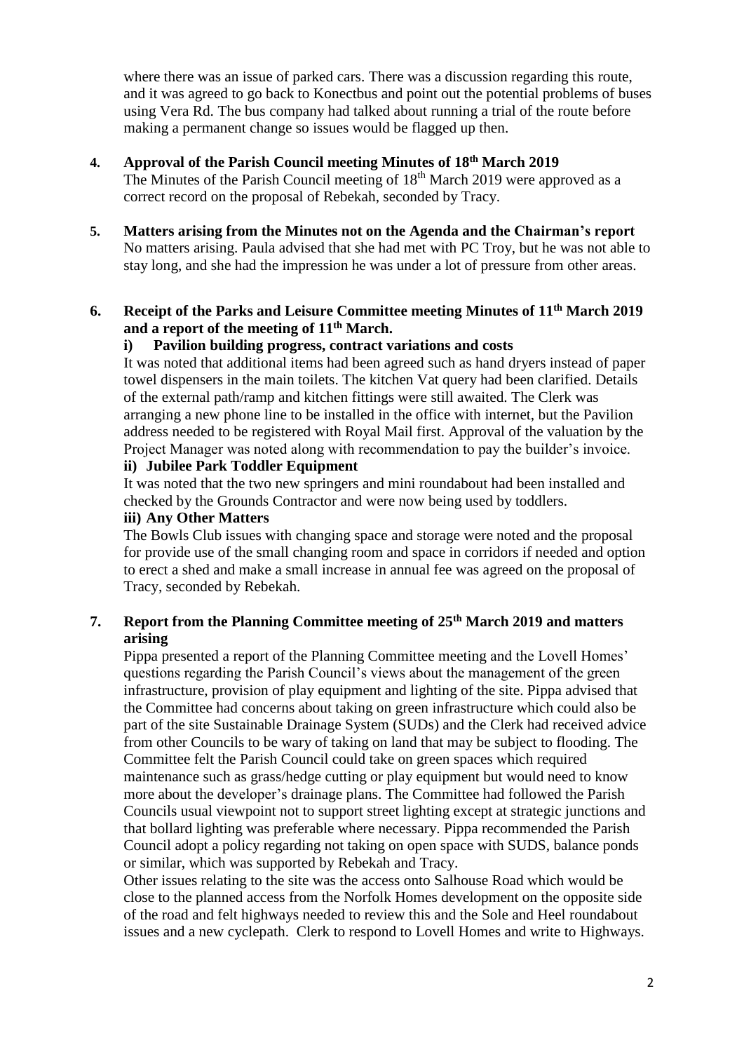where there was an issue of parked cars. There was a discussion regarding this route, and it was agreed to go back to Konectbus and point out the potential problems of buses using Vera Rd. The bus company had talked about running a trial of the route before making a permanent change so issues would be flagged up then.

**4. Approval of the Parish Council meeting Minutes of 18th March 2019**

The Minutes of the Parish Council meeting of 18th March 2019 were approved as a correct record on the proposal of Rebekah, seconded by Tracy.

**5. Matters arising from the Minutes not on the Agenda and the Chairman's report**

No matters arising. Paula advised that she had met with PC Troy, but he was not able to stay long, and she had the impression he was under a lot of pressure from other areas.

**6. Receipt of the Parks and Leisure Committee meeting Minutes of 11th March 2019 and a report of the meeting of 11th March.**

**i) Pavilion building progress, contract variations and costs**

It was noted that additional items had been agreed such as hand dryers instead of paper towel dispensers in the main toilets. The kitchen Vat query had been clarified. Details of the external path/ramp and kitchen fittings were still awaited. The Clerk was arranging a new phone line to be installed in the office with internet, but the Pavilion address needed to be registered with Royal Mail first. Approval of the valuation by the Project Manager was noted along with recommendation to pay the builder's invoice.

**ii) Jubilee Park Toddler Equipment**

It was noted that the two new springers and mini roundabout had been installed and checked by the Grounds Contractor and were now being used by toddlers.

**iii) Any Other Matters**

The Bowls Club issues with changing space and storage were noted and the proposal for provide use of the small changing room and space in corridors if needed and option to erect a shed and make a small increase in annual fee was agreed on the proposal of Tracy, seconded by Rebekah.

**7. Report from the Planning Committee meeting of 25th March 2019 and matters arising**

Pippa presented a report of the Planning Committee meeting and the Lovell Homes' questions regarding the Parish Council's views about the management of the green infrastructure, provision of play equipment and lighting of the site. Pippa advised that the Committee had concerns about taking on green infrastructure which could also be part of the site Sustainable Drainage System (SUDs) and the Clerk had received advice from other Councils to be wary of taking on land that may be subject to flooding. The Committee felt the Parish Council could take on green spaces which required maintenance such as grass/hedge cutting or play equipment but would need to know more about the developer's drainage plans. The Committee had followed the Parish Councils usual viewpoint not to support street lighting except at strategic junctions and that bollard lighting was preferable where necessary. Pippa recommended the Parish Council adopt a policy regarding not taking on open space with SUDS, balance ponds or similar, which was supported by Rebekah and Tracy.

Other issues relating to the site was the access onto Salhouse Road which would be close to the planned access from the Norfolk Homes development on the opposite side of the road and felt highways needed to review this and the Sole and Heel roundabout issues and a new cyclepath. Clerk to respond to Lovell Homes and write to Highways.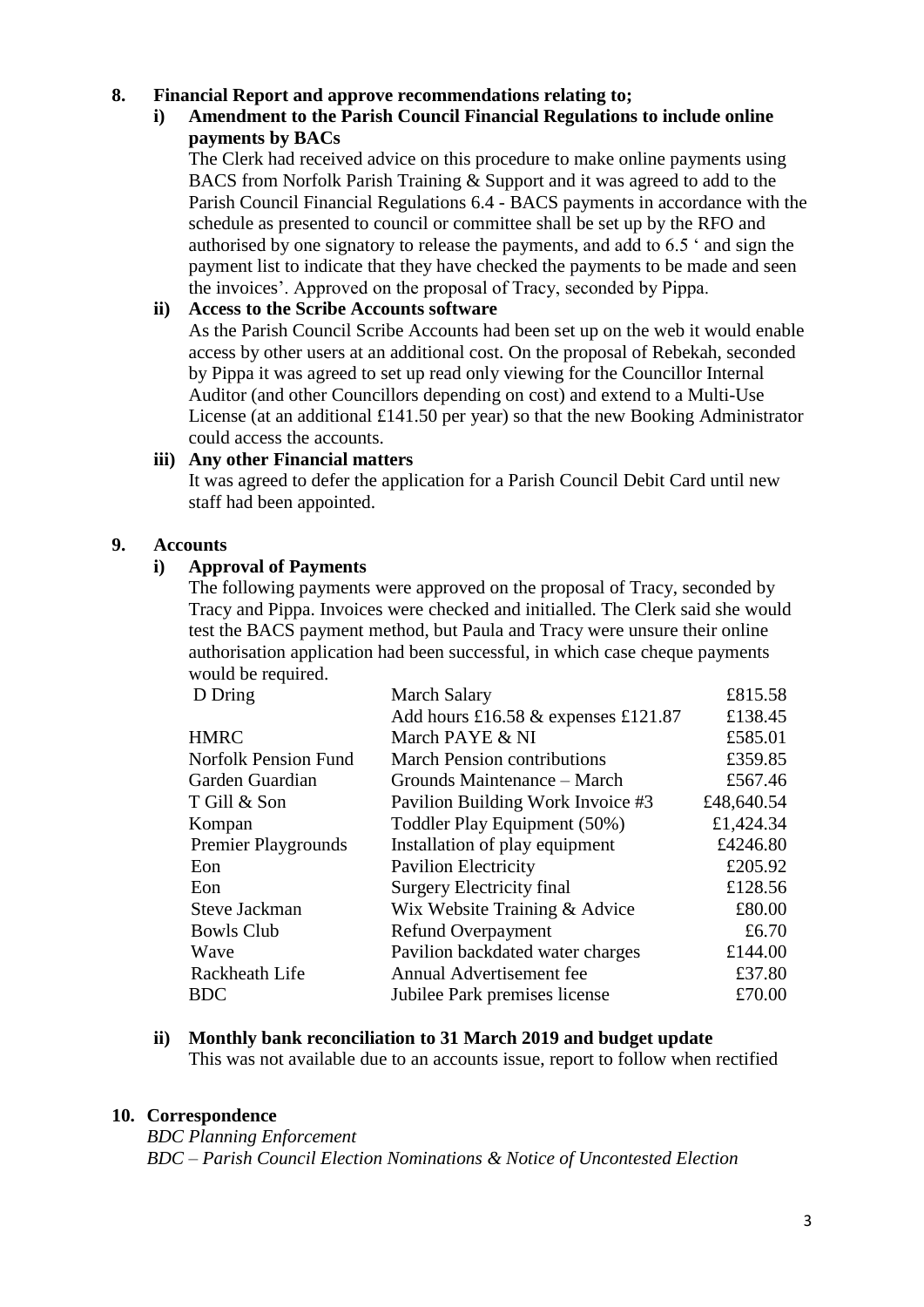## 8. Financial Report and approve recommendations relating to;

### i) Amendment to the Parish Council Financial Regulations to include online payments by BACs

The Clerk had received advice on this procedure to make online payments using BACS from Norfolk Parish Training & Support and it was agreed to add to the Parish Council Financial Regulations 6.4 - BACS payments in accordance with the schedule as presented to council or committee shall be set up by the RFO and authorised by one signatory to release the payments, and add to 6.5 ' and sign the payment list to indicate that they have checked the payments to be made and seen the invoices'. Approved on the proposal of Tracy, seconded by Pippa.

### ii) Access to the Scribe Accounts software

As the Parish Council Scribe Accounts had been set up on the web it would enable access by other users at an additional cost. On the proposal of Rebekah, seconded by Pippa it was agreed to set up read only viewing for the Councillor Internal Auditor (and other Councillors depending on cost) and extend to a Multi-Use License (at an additional £141.50 per year) so that the new Booking Administrator could access the accounts.

### iii) Any other Financial matters

It was agreed to defer the application for a Parish Council Debit Card until new staff had been appointed.

## 9. Accounts

### i) Approval of Payments

The following payments were approved on the proposal of Tracy, seconded by Tracy and Pippa. Invoices were checked and initialled. The Clerk said she would test the BACS payment method, but Paula and Tracy were unsure their online authorisation application had been successful, in which case cheque payments would be required.

| | | |
|---|---|---|
| D Dring | March Salary | £815.58 |
| | Add hours £16.58 & expenses £121.87 | £138.45 |
| HMRC | March PAYE & NI | £585.01 |
| Norfolk Pension Fund | March Pension contributions | £359.85 |
| Garden Guardian | Grounds Maintenance – March | £567.46 |
| T Gill & Son | Pavilion Building Work Invoice #3 | £48,640.54 |
| Kompan | Toddler Play Equipment (50%) | £1,424.34 |
| Premier Playgrounds | Installation of play equipment | £4246.80 |
| Eon | Pavilion Electricity | £205.92 |
| Eon | Surgery Electricity final | £128.56 |
| Steve Jackman | Wix Website Training & Advice | £80.00 |
| Bowls Club | Refund Overpayment | £6.70 |
| Wave | Pavilion backdated water charges | £144.00 |
| Rackheath Life | Annual Advertisement fee | £37.80 |
| BDC | Jubilee Park premises license | £70.00 |

### ii) Monthly bank reconciliation to 31 March 2019 and budget update

This was not available due to an accounts issue, report to follow when rectified

## 10. Correspondence

*BDC Planning Enforcement*

*BDC – Parish Council Election Nominations & Notice of Uncontested Election*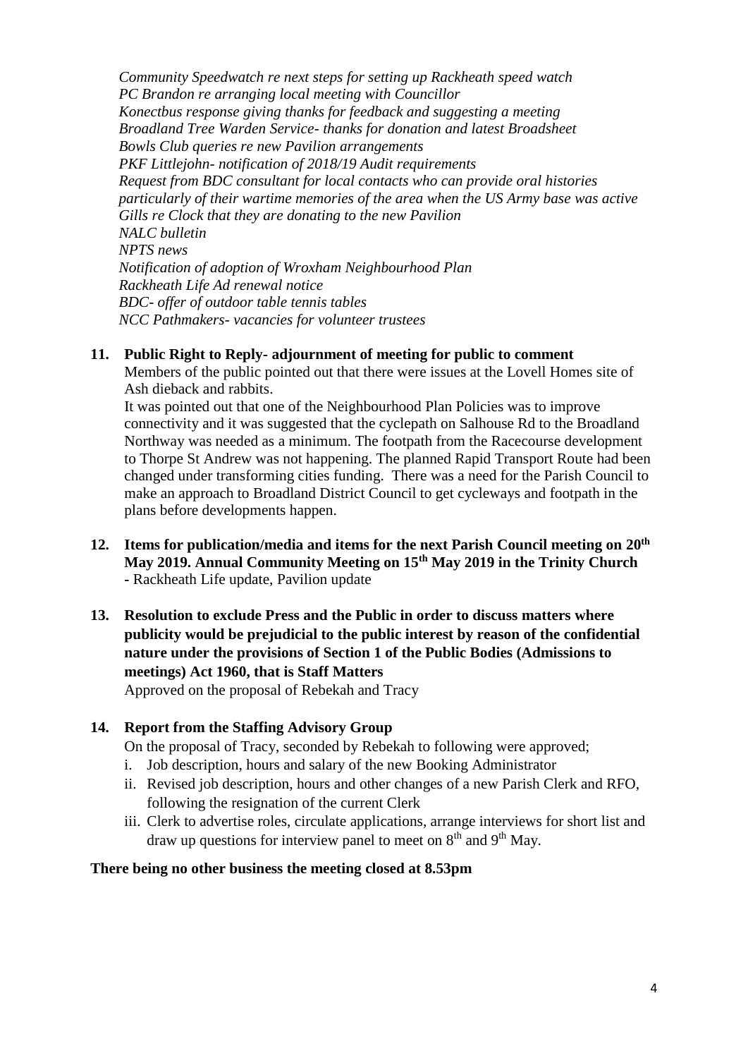*Community Speedwatch re next steps for setting up Rackheath speed watch*
*PC Brandon re arranging local meeting with Councillor*
*Konectbus response giving thanks for feedback and suggesting a meeting*
*Broadland Tree Warden Service- thanks for donation and latest Broadsheet*
*Bowls Club queries re new Pavilion arrangements*
*PKF Littlejohn- notification of 2018/19 Audit requirements*
*Request from BDC consultant for local contacts who can provide oral histories particularly of their wartime memories of the area when the US Army base was active*
*Gills re Clock that they are donating to the new Pavilion*
*NALC bulletin*
*NPTS news*
*Notification of adoption of Wroxham Neighbourhood Plan*
*Rackheath Life Ad renewal notice*
*BDC- offer of outdoor table tennis tables*
*NCC Pathmakers- vacancies for volunteer trustees*

**11. Public Right to Reply- adjournment of meeting for public to comment**

Members of the public pointed out that there were issues at the Lovell Homes site of Ash dieback and rabbits.

It was pointed out that one of the Neighbourhood Plan Policies was to improve connectivity and it was suggested that the cyclepath on Salhouse Rd to the Broadland Northway was needed as a minimum. The footpath from the Racecourse development to Thorpe St Andrew was not happening. The planned Rapid Transport Route had been changed under transforming cities funding. There was a need for the Parish Council to make an approach to Broadland District Council to get cycleways and footpath in the plans before developments happen.

**12. Items for publication/media and items for the next Parish Council meeting on 20th May 2019. Annual Community Meeting on 15th May 2019 in the Trinity Church**

**-** Rackheath Life update, Pavilion update

**13. Resolution to exclude Press and the Public in order to discuss matters where publicity would be prejudicial to the public interest by reason of the confidential nature under the provisions of Section 1 of the Public Bodies (Admissions to meetings) Act 1960, that is Staff Matters**

Approved on the proposal of Rebekah and Tracy

**14. Report from the Staffing Advisory Group**

On the proposal of Tracy, seconded by Rebekah to following were approved;

i. Job description, hours and salary of the new Booking Administrator
ii. Revised job description, hours and other changes of a new Parish Clerk and RFO, following the resignation of the current Clerk
iii. Clerk to advertise roles, circulate applications, arrange interviews for short list and draw up questions for interview panel to meet on 8th and 9th May.

**There being no other business the meeting closed at 8.53pm**